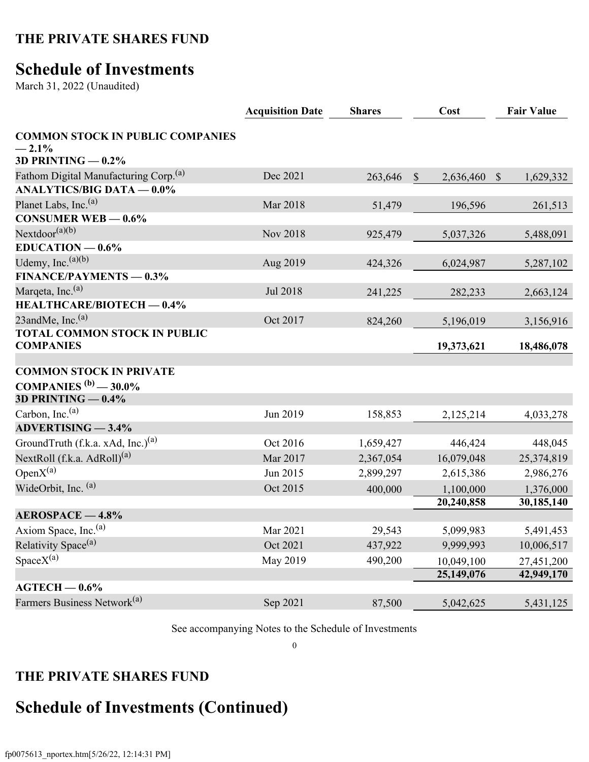# THE PRIVATE SHARES FUND

# Schedule of Investments

March 31, 2022 (Unaudited)

| | Acquisition Date | Shares | Cost | Fair Value |
|---|---|---|---|---|
| **COMMON STOCK IN PUBLIC COMPANIES — 2.1%** | | | | |
| **3D PRINTING — 0.2%** | | | | |
| Fathom Digital Manufacturing Corp.[(a)] | Dec 2021 | 263,646 | $ 2,636,460 | $ 1,629,332 |
| **ANALYTICS/BIG DATA — 0.0%** | | | | |
| Planet Labs, Inc.[(a)] | Mar 2018 | 51,479 | 196,596 | 261,513 |
| **CONSUMER WEB — 0.6%** | | | | |
| Nextdoor[(a)(b)] | Nov 2018 | 925,479 | 5,037,326 | 5,488,091 |
| **EDUCATION — 0.6%** | | | | |
| Udemy, Inc.[(a)(b)] | Aug 2019 | 424,326 | 6,024,987 | 5,287,102 |
| **FINANCE/PAYMENTS — 0.3%** | | | | |
| Marqeta, Inc.[(a)] | Jul 2018 | 241,225 | 282,233 | 2,663,124 |
| **HEALTHCARE/BIOTECH — 0.4%** | | | | |
| 23andMe, Inc.[(a)] | Oct 2017 | 824,260 | 5,196,019 | 3,156,916 |
| **TOTAL COMMON STOCK IN PUBLIC COMPANIES** | | | **19,373,621** | **18,486,078** |
| | | | | |
| **COMMON STOCK IN PRIVATE COMPANIES [(b)] — 30.0%** | | | | |
| **3D PRINTING — 0.4%** | | | | |
| Carbon, Inc.[(a)] | Jun 2019 | 158,853 | 2,125,214 | 4,033,278 |
| **ADVERTISING — 3.4%** | | | | |
| GroundTruth (f.k.a. xAd, Inc.)[(a)] | Oct 2016 | 1,659,427 | 446,424 | 448,045 |
| NextRoll (f.k.a. AdRoll)[(a)] | Mar 2017 | 2,367,054 | 16,079,048 | 25,374,819 |
| OpenX[(a)] | Jun 2015 | 2,899,297 | 2,615,386 | 2,986,276 |
| WideOrbit, Inc. [(a)] | Oct 2015 | 400,000 | 1,100,000 | 1,376,000 |
| | | | **20,240,858** | **30,185,140** |
| **AEROSPACE — 4.8%** | | | | |
| Axiom Space, Inc.[(a)] | Mar 2021 | 29,543 | 5,099,983 | 5,491,453 |
| Relativity Space[(a)] | Oct 2021 | 437,922 | 9,999,993 | 10,006,517 |
| SpaceX[(a)] | May 2019 | 490,200 | 10,049,100 | 27,451,200 |
| | | | **25,149,076** | **42,949,170** |
| **AGTECH — 0.6%** | | | | |
| Farmers Business Network[(a)] | Sep 2021 | 87,500 | 5,042,625 | 5,431,125 |

See accompanying Notes to the Schedule of Investments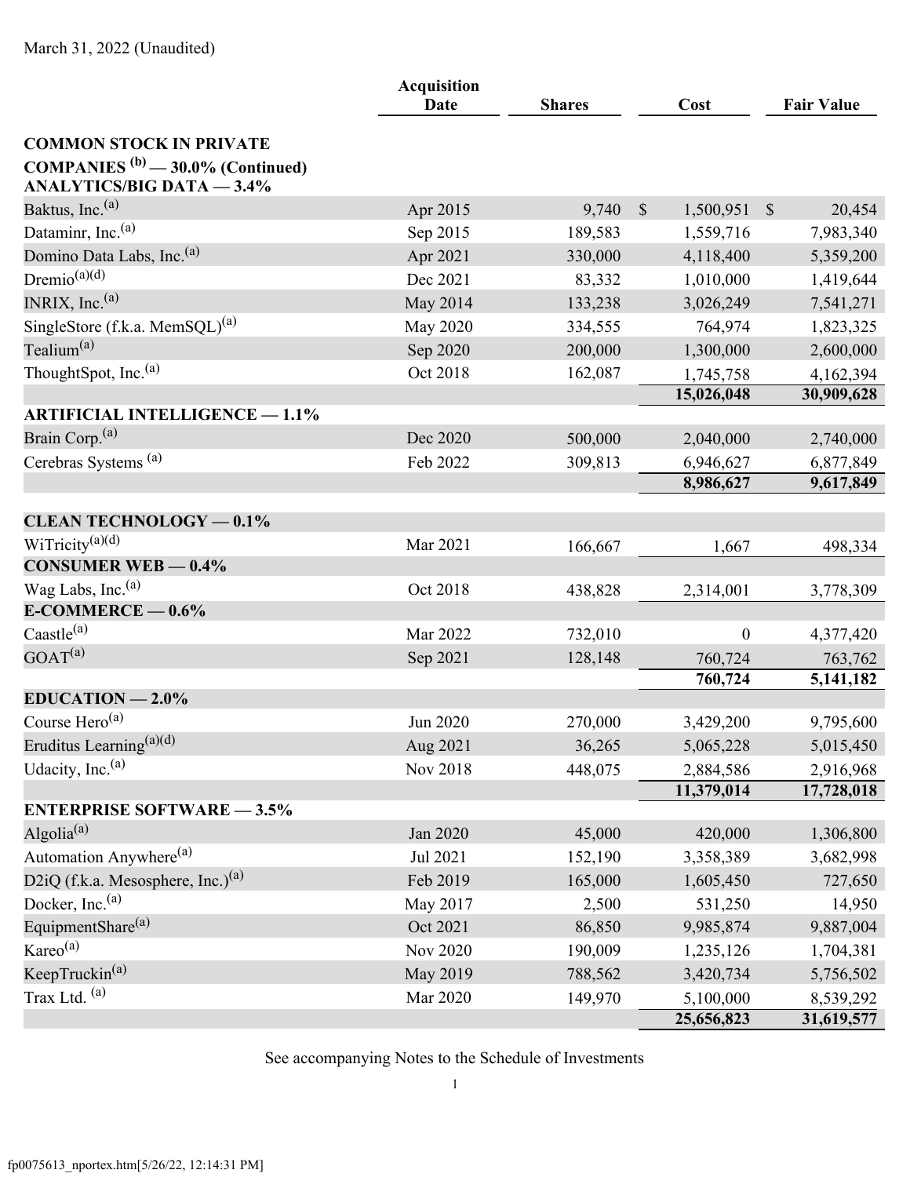March 31, 2022 (Unaudited)

| | Acquisition Date | Shares | Cost | Fair Value |
|---|---|---|---|---|
| **COMMON STOCK IN PRIVATE COMPANIES [(b)] — 30.0% (Continued)** | | | | |
| **ANALYTICS/BIG DATA — 3.4%** | | | | |
| Baktus, Inc.[(a)] | Apr 2015 | 9,740 | $ 1,500,951 | $ 20,454 |
| Dataminr, Inc.[(a)] | Sep 2015 | 189,583 | 1,559,716 | 7,983,340 |
| Domino Data Labs, Inc.[(a)] | Apr 2021 | 330,000 | 4,118,400 | 5,359,200 |
| Dremio[(a)(d)] | Dec 2021 | 83,332 | 1,010,000 | 1,419,644 |
| INRIX, Inc.[(a)] | May 2014 | 133,238 | 3,026,249 | 7,541,271 |
| SingleStore (f.k.a. MemSQL)[(a)] | May 2020 | 334,555 | 764,974 | 1,823,325 |
| Tealium[(a)] | Sep 2020 | 200,000 | 1,300,000 | 2,600,000 |
| ThoughtSpot, Inc.[(a)] | Oct 2018 | 162,087 | 1,745,758 | 4,162,394 |
| | | | **15,026,048** | **30,909,628** |
| **ARTIFICIAL INTELLIGENCE — 1.1%** | | | | |
| Brain Corp.[(a)] | Dec 2020 | 500,000 | 2,040,000 | 2,740,000 |
| Cerebras Systems [(a)] | Feb 2022 | 309,813 | 6,946,627 | 6,877,849 |
| | | | **8,986,627** | **9,617,849** |
| **CLEAN TECHNOLOGY — 0.1%** | | | | |
| WiTricity[(a)(d)] | Mar 2021 | 166,667 | 1,667 | 498,334 |
| **CONSUMER WEB — 0.4%** | | | | |
| Wag Labs, Inc.[(a)] | Oct 2018 | 438,828 | 2,314,001 | 3,778,309 |
| **E-COMMERCE — 0.6%** | | | | |
| Caastle[(a)] | Mar 2022 | 732,010 | 0 | 4,377,420 |
| GOAT[(a)] | Sep 2021 | 128,148 | 760,724 | 763,762 |
| | | | **760,724** | **5,141,182** |
| **EDUCATION — 2.0%** | | | | |
| Course Hero[(a)] | Jun 2020 | 270,000 | 3,429,200 | 9,795,600 |
| Eruditus Learning[(a)(d)] | Aug 2021 | 36,265 | 5,065,228 | 5,015,450 |
| Udacity, Inc.[(a)] | Nov 2018 | 448,075 | 2,884,586 | 2,916,968 |
| | | | **11,379,014** | **17,728,018** |
| **ENTERPRISE SOFTWARE — 3.5%** | | | | |
| Algolia[(a)] | Jan 2020 | 45,000 | 420,000 | 1,306,800 |
| Automation Anywhere[(a)] | Jul 2021 | 152,190 | 3,358,389 | 3,682,998 |
| D2iQ (f.k.a. Mesosphere, Inc.)[(a)] | Feb 2019 | 165,000 | 1,605,450 | 727,650 |
| Docker, Inc.[(a)] | May 2017 | 2,500 | 531,250 | 14,950 |
| EquipmentShare[(a)] | Oct 2021 | 86,850 | 9,985,874 | 9,887,004 |
| Kareo[(a)] | Nov 2020 | 190,009 | 1,235,126 | 1,704,381 |
| KeepTruckin[(a)] | May 2019 | 788,562 | 3,420,734 | 5,756,502 |
| Trax Ltd. [(a)] | Mar 2020 | 149,970 | 5,100,000 | 8,539,292 |
| | | | **25,656,823** | **31,619,577** |

See accompanying Notes to the Schedule of Investments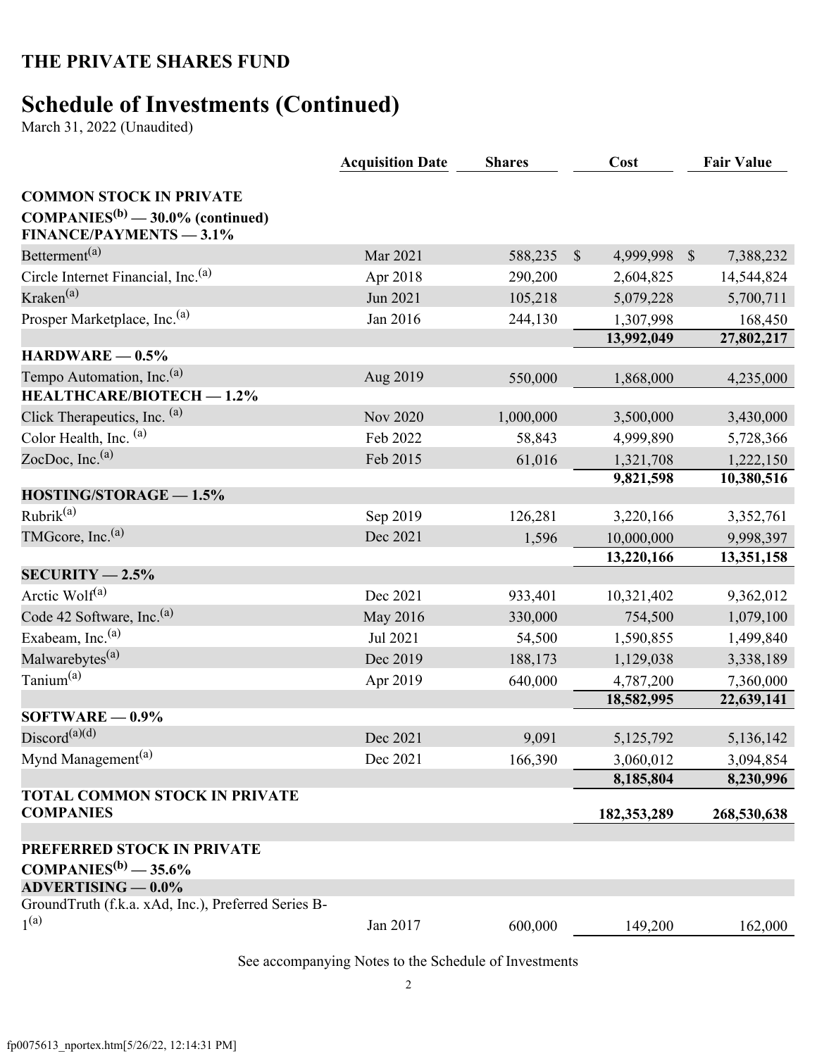# THE PRIVATE SHARES FUND

## Schedule of Investments (Continued)

March 31, 2022 (Unaudited)

| | Acquisition Date | Shares | Cost | Fair Value |
|---|---|---|---|---|
| **COMMON STOCK IN PRIVATE COMPANIES[(b)] — 30.0% (continued)** | | | | |
| **FINANCE/PAYMENTS — 3.1%** | | | | |
| Betterment[(a)] | Mar 2021 | 588,235 | $ 4,999,998 | $ 7,388,232 |
| Circle Internet Financial, Inc.[(a)] | Apr 2018 | 290,200 | 2,604,825 | 14,544,824 |
| Kraken[(a)] | Jun 2021 | 105,218 | 5,079,228 | 5,700,711 |
| Prosper Marketplace, Inc.[(a)] | Jan 2016 | 244,130 | 1,307,998 | 168,450 |
| | | | **13,992,049** | **27,802,217** |
| **HARDWARE — 0.5%** | | | | |
| Tempo Automation, Inc.[(a)] | Aug 2019 | 550,000 | 1,868,000 | 4,235,000 |
| **HEALTHCARE/BIOTECH — 1.2%** | | | | |
| Click Therapeutics, Inc. [(a)] | Nov 2020 | 1,000,000 | 3,500,000 | 3,430,000 |
| Color Health, Inc. [(a)] | Feb 2022 | 58,843 | 4,999,890 | 5,728,366 |
| ZocDoc, Inc.[(a)] | Feb 2015 | 61,016 | 1,321,708 | 1,222,150 |
| | | | **9,821,598** | **10,380,516** |
| **HOSTING/STORAGE — 1.5%** | | | | |
| Rubrik[(a)] | Sep 2019 | 126,281 | 3,220,166 | 3,352,761 |
| TMGcore, Inc.[(a)] | Dec 2021 | 1,596 | 10,000,000 | 9,998,397 |
| | | | **13,220,166** | **13,351,158** |
| **SECURITY — 2.5%** | | | | |
| Arctic Wolf[(a)] | Dec 2021 | 933,401 | 10,321,402 | 9,362,012 |
| Code 42 Software, Inc.[(a)] | May 2016 | 330,000 | 754,500 | 1,079,100 |
| Exabeam, Inc.[(a)] | Jul 2021 | 54,500 | 1,590,855 | 1,499,840 |
| Malwarebytes[(a)] | Dec 2019 | 188,173 | 1,129,038 | 3,338,189 |
| Tanium[(a)] | Apr 2019 | 640,000 | 4,787,200 | 7,360,000 |
| | | | **18,582,995** | **22,639,141** |
| **SOFTWARE — 0.9%** | | | | |
| Discord[(a)(d)] | Dec 2021 | 9,091 | 5,125,792 | 5,136,142 |
| Mynd Management[(a)] | Dec 2021 | 166,390 | 3,060,012 | 3,094,854 |
| | | | **8,185,804** | **8,230,996** |
| **TOTAL COMMON STOCK IN PRIVATE COMPANIES** | | | **182,353,289** | **268,530,638** |
| | | | | |
| **PREFERRED STOCK IN PRIVATE COMPANIES[(b)] — 35.6%** | | | | |
| **ADVERTISING — 0.0%** | | | | |
| GroundTruth (f.k.a. xAd, Inc.), Preferred Series B-1[(a)] | Jan 2017 | 600,000 | 149,200 | 162,000 |

See accompanying Notes to the Schedule of Investments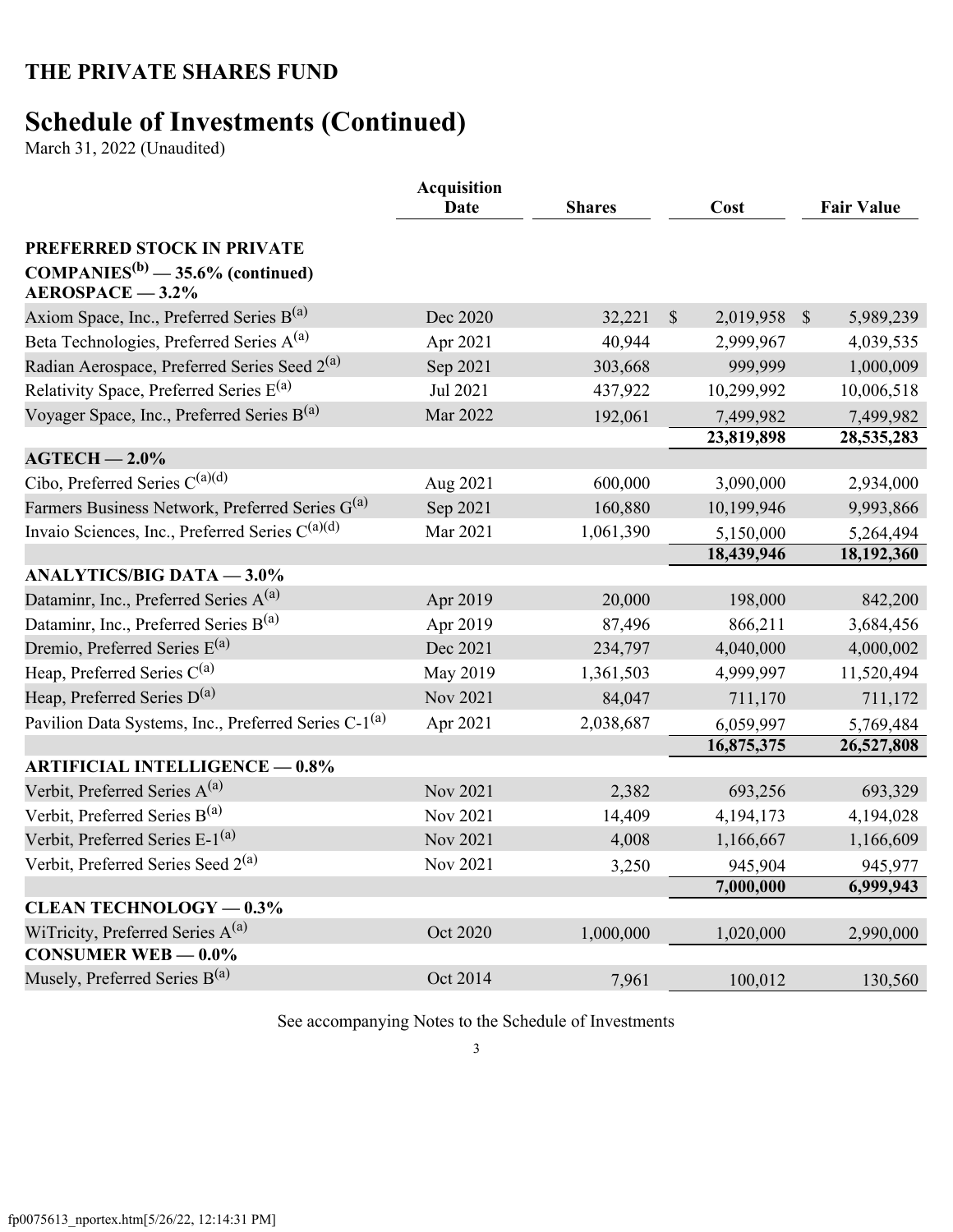# THE PRIVATE SHARES FUND

## Schedule of Investments (Continued)

March 31, 2022 (Unaudited)

| | Acquisition Date | Shares | Cost | Fair Value |
|---|---|---|---|---|
| **PREFERRED STOCK IN PRIVATE COMPANIES[b] — 35.6% (continued)** | | | | |
| **AEROSPACE — 3.2%** | | | | |
| Axiom Space, Inc., Preferred Series B[a] | Dec 2020 | 32,221 | $ 2,019,958 | $ 5,989,239 |
| Beta Technologies, Preferred Series A[a] | Apr 2021 | 40,944 | 2,999,967 | 4,039,535 |
| Radian Aerospace, Preferred Series Seed 2[a] | Sep 2021 | 303,668 | 999,999 | 1,000,009 |
| Relativity Space, Preferred Series E[a] | Jul 2021 | 437,922 | 10,299,992 | 10,006,518 |
| Voyager Space, Inc., Preferred Series B[a] | Mar 2022 | 192,061 | 7,499,982 | 7,499,982 |
| | | | **23,819,898** | **28,535,283** |
| **AGTECH — 2.0%** | | | | |
| Cibo, Preferred Series C[a][d] | Aug 2021 | 600,000 | 3,090,000 | 2,934,000 |
| Farmers Business Network, Preferred Series G[a] | Sep 2021 | 160,880 | 10,199,946 | 9,993,866 |
| Invaio Sciences, Inc., Preferred Series C[a][d] | Mar 2021 | 1,061,390 | 5,150,000 | 5,264,494 |
| | | | **18,439,946** | **18,192,360** |
| **ANALYTICS/BIG DATA — 3.0%** | | | | |
| Dataminr, Inc., Preferred Series A[a] | Apr 2019 | 20,000 | 198,000 | 842,200 |
| Dataminr, Inc., Preferred Series B[a] | Apr 2019 | 87,496 | 866,211 | 3,684,456 |
| Dremio, Preferred Series E[a] | Dec 2021 | 234,797 | 4,040,000 | 4,000,002 |
| Heap, Preferred Series C[a] | May 2019 | 1,361,503 | 4,999,997 | 11,520,494 |
| Heap, Preferred Series D[a] | Nov 2021 | 84,047 | 711,170 | 711,172 |
| Pavilion Data Systems, Inc., Preferred Series C-1[a] | Apr 2021 | 2,038,687 | 6,059,997 | 5,769,484 |
| | | | **16,875,375** | **26,527,808** |
| **ARTIFICIAL INTELLIGENCE — 0.8%** | | | | |
| Verbit, Preferred Series A[a] | Nov 2021 | 2,382 | 693,256 | 693,329 |
| Verbit, Preferred Series B[a] | Nov 2021 | 14,409 | 4,194,173 | 4,194,028 |
| Verbit, Preferred Series E-1[a] | Nov 2021 | 4,008 | 1,166,667 | 1,166,609 |
| Verbit, Preferred Series Seed 2[a] | Nov 2021 | 3,250 | 945,904 | 945,977 |
| | | | **7,000,000** | **6,999,943** |
| **CLEAN TECHNOLOGY — 0.3%** | | | | |
| WiTricity, Preferred Series A[a] | Oct 2020 | 1,000,000 | 1,020,000 | 2,990,000 |
| **CONSUMER WEB — 0.0%** | | | | |
| Musely, Preferred Series B[a] | Oct 2014 | 7,961 | 100,012 | 130,560 |

See accompanying Notes to the Schedule of Investments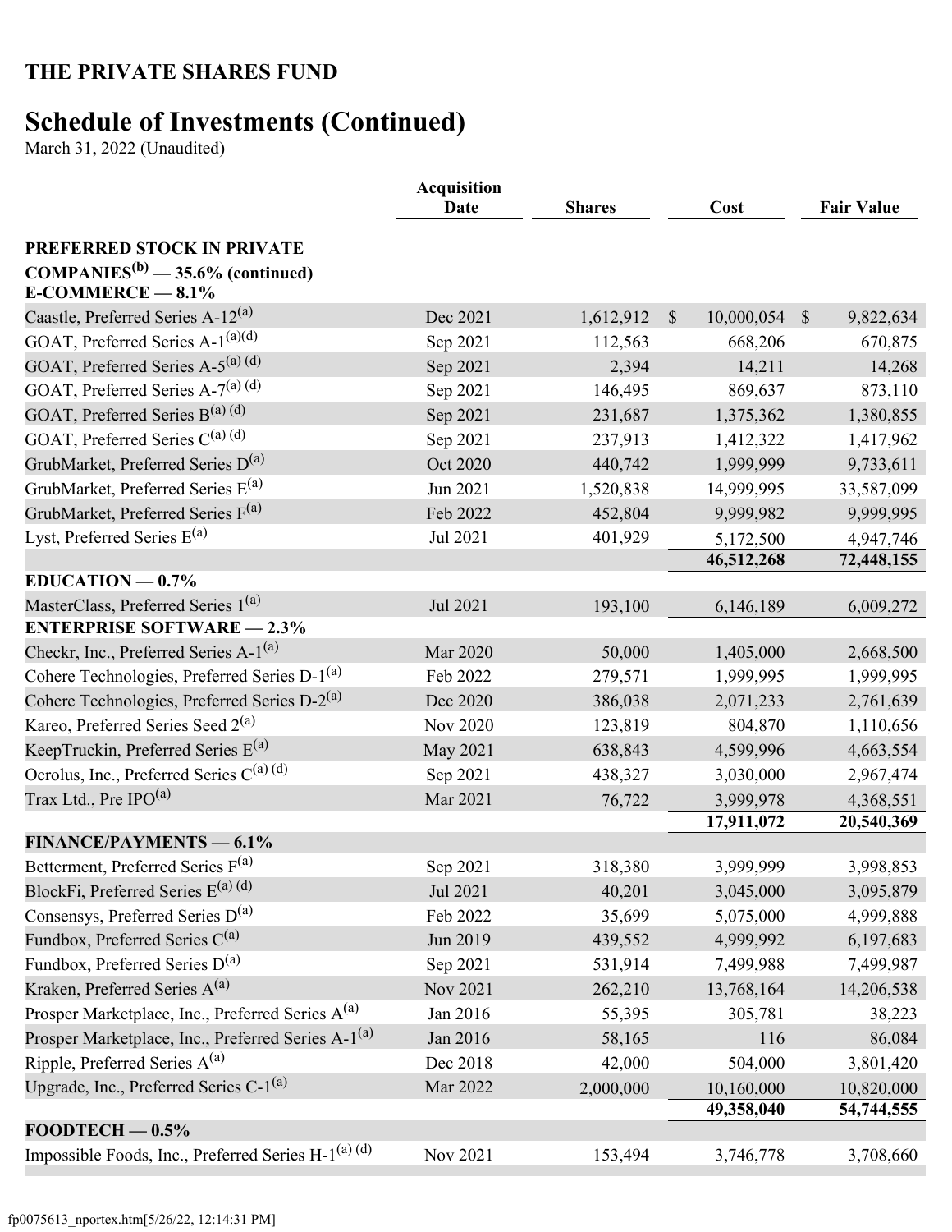# THE PRIVATE SHARES FUND

## Schedule of Investments (Continued)

March 31, 2022 (Unaudited)

| | Acquisition Date | Shares | Cost | Fair Value |
|---|---|---|---|---|
| **PREFERRED STOCK IN PRIVATE COMPANIES[(b)] — 35.6% (continued)** | | | | |
| **E-COMMERCE — 8.1%** | | | | |
| Caastle, Preferred Series A-12[(a)] | Dec 2021 | 1,612,912 | $ 10,000,054 | $ 9,822,634 |
| GOAT, Preferred Series A-1[(a)(d)] | Sep 2021 | 112,563 | 668,206 | 670,875 |
| GOAT, Preferred Series A-5[(a) (d)] | Sep 2021 | 2,394 | 14,211 | 14,268 |
| GOAT, Preferred Series A-7[(a) (d)] | Sep 2021 | 146,495 | 869,637 | 873,110 |
| GOAT, Preferred Series B[(a) (d)] | Sep 2021 | 231,687 | 1,375,362 | 1,380,855 |
| GOAT, Preferred Series C[(a) (d)] | Sep 2021 | 237,913 | 1,412,322 | 1,417,962 |
| GrubMarket, Preferred Series D[(a)] | Oct 2020 | 440,742 | 1,999,999 | 9,733,611 |
| GrubMarket, Preferred Series E[(a)] | Jun 2021 | 1,520,838 | 14,999,995 | 33,587,099 |
| GrubMarket, Preferred Series F[(a)] | Feb 2022 | 452,804 | 9,999,982 | 9,999,995 |
| Lyst, Preferred Series E[(a)] | Jul 2021 | 401,929 | 5,172,500 | 4,947,746 |
| | | | **46,512,268** | **72,448,155** |
| **EDUCATION — 0.7%** | | | | |
| MasterClass, Preferred Series 1[(a)] | Jul 2021 | 193,100 | 6,146,189 | 6,009,272 |
| **ENTERPRISE SOFTWARE — 2.3%** | | | | |
| Checkr, Inc., Preferred Series A-1[(a)] | Mar 2020 | 50,000 | 1,405,000 | 2,668,500 |
| Cohere Technologies, Preferred Series D-1[(a)] | Feb 2022 | 279,571 | 1,999,995 | 1,999,995 |
| Cohere Technologies, Preferred Series D-2[(a)] | Dec 2020 | 386,038 | 2,071,233 | 2,761,639 |
| Kareo, Preferred Series Seed 2[(a)] | Nov 2020 | 123,819 | 804,870 | 1,110,656 |
| KeepTruckin, Preferred Series E[(a)] | May 2021 | 638,843 | 4,599,996 | 4,663,554 |
| Ocrolus, Inc., Preferred Series C[(a) (d)] | Sep 2021 | 438,327 | 3,030,000 | 2,967,474 |
| Trax Ltd., Pre IPO[(a)] | Mar 2021 | 76,722 | 3,999,978 | 4,368,551 |
| | | | **17,911,072** | **20,540,369** |
| **FINANCE/PAYMENTS — 6.1%** | | | | |
| Betterment, Preferred Series F[(a)] | Sep 2021 | 318,380 | 3,999,999 | 3,998,853 |
| BlockFi, Preferred Series E[(a) (d)] | Jul 2021 | 40,201 | 3,045,000 | 3,095,879 |
| Consensys, Preferred Series D[(a)] | Feb 2022 | 35,699 | 5,075,000 | 4,999,888 |
| Fundbox, Preferred Series C[(a)] | Jun 2019 | 439,552 | 4,999,992 | 6,197,683 |
| Fundbox, Preferred Series D[(a)] | Sep 2021 | 531,914 | 7,499,988 | 7,499,987 |
| Kraken, Preferred Series A[(a)] | Nov 2021 | 262,210 | 13,768,164 | 14,206,538 |
| Prosper Marketplace, Inc., Preferred Series A[(a)] | Jan 2016 | 55,395 | 305,781 | 38,223 |
| Prosper Marketplace, Inc., Preferred Series A-1[(a)] | Jan 2016 | 58,165 | 116 | 86,084 |
| Ripple, Preferred Series A[(a)] | Dec 2018 | 42,000 | 504,000 | 3,801,420 |
| Upgrade, Inc., Preferred Series C-1[(a)] | Mar 2022 | 2,000,000 | 10,160,000 | 10,820,000 |
| | | | **49,358,040** | **54,744,555** |
| **FOODTECH — 0.5%** | | | | |
| Impossible Foods, Inc., Preferred Series H-1[(a) (d)] | Nov 2021 | 153,494 | 3,746,778 | 3,708,660 |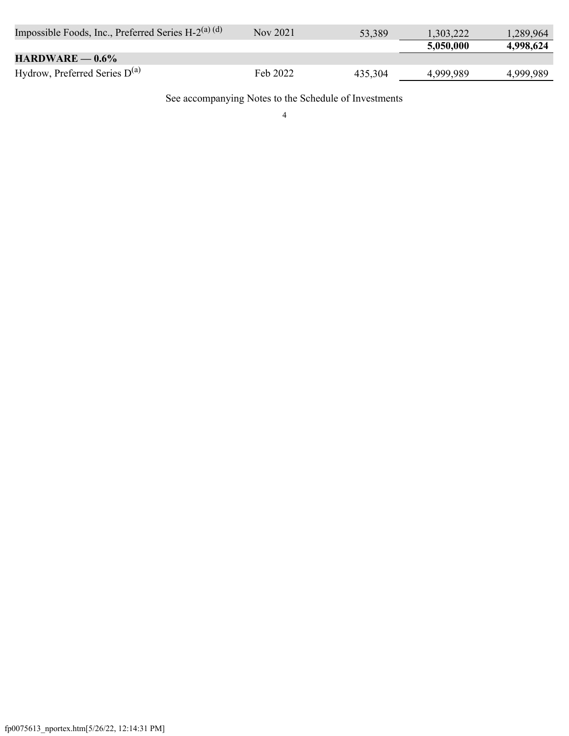| | | | | |
|---|---|---|---|---|
| Impossible Foods, Inc., Preferred Series H-2[(a)(d)] | Nov 2021 | 53,389 | 1,303,222 | 1,289,964 |
| | | | **5,050,000** | **4,998,624** |
| **HARDWARE — 0.6%** | | | | |
| Hydrow, Preferred Series D[(a)] | Feb 2022 | 435,304 | 4,999,989 | 4,999,989 |

See accompanying Notes to the Schedule of Investments

fp0075613_nportex.htm[5/26/22, 12:14:31 PM]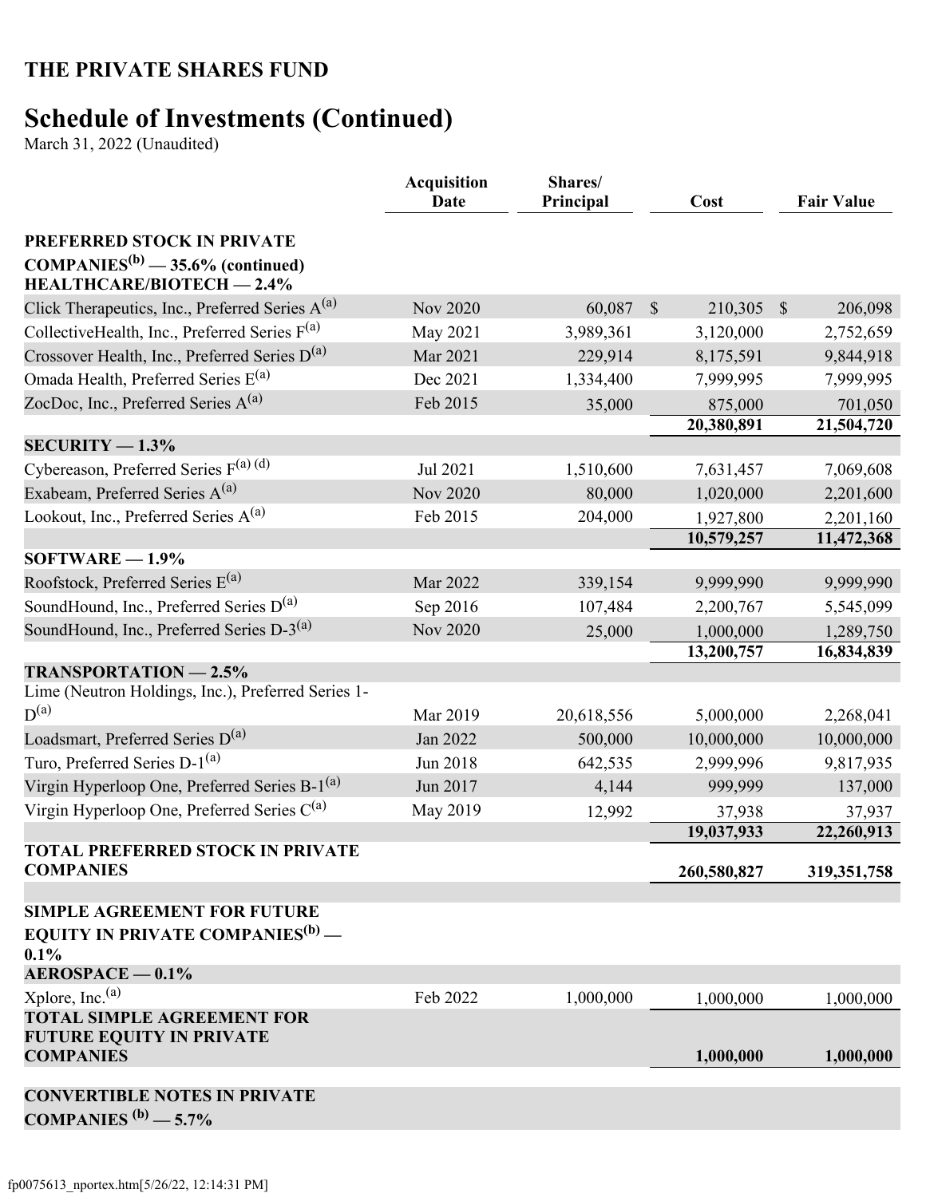# THE PRIVATE SHARES FUND

## Schedule of Investments (Continued)

March 31, 2022 (Unaudited)

| | Acquisition Date | Shares/ Principal | Cost | Fair Value |
|---|---|---|---|---|
| **PREFERRED STOCK IN PRIVATE COMPANIES[(b)] — 35.6% (continued)** | | | | |
| **HEALTHCARE/BIOTECH — 2.4%** | | | | |
| Click Therapeutics, Inc., Preferred Series A[(a)] | Nov 2020 | 60,087 | $ 210,305 | $ 206,098 |
| CollectiveHealth, Inc., Preferred Series F[(a)] | May 2021 | 3,989,361 | 3,120,000 | 2,752,659 |
| Crossover Health, Inc., Preferred Series D[(a)] | Mar 2021 | 229,914 | 8,175,591 | 9,844,918 |
| Omada Health, Preferred Series E[(a)] | Dec 2021 | 1,334,400 | 7,999,995 | 7,999,995 |
| ZocDoc, Inc., Preferred Series A[(a)] | Feb 2015 | 35,000 | 875,000 | 701,050 |
| | | | **20,380,891** | **21,504,720** |
| **SECURITY — 1.3%** | | | | |
| Cybereason, Preferred Series F[(a) (d)] | Jul 2021 | 1,510,600 | 7,631,457 | 7,069,608 |
| Exabeam, Preferred Series A[(a)] | Nov 2020 | 80,000 | 1,020,000 | 2,201,600 |
| Lookout, Inc., Preferred Series A[(a)] | Feb 2015 | 204,000 | 1,927,800 | 2,201,160 |
| | | | **10,579,257** | **11,472,368** |
| **SOFTWARE — 1.9%** | | | | |
| Roofstock, Preferred Series E[(a)] | Mar 2022 | 339,154 | 9,999,990 | 9,999,990 |
| SoundHound, Inc., Preferred Series D[(a)] | Sep 2016 | 107,484 | 2,200,767 | 5,545,099 |
| SoundHound, Inc., Preferred Series D-3[(a)] | Nov 2020 | 25,000 | 1,000,000 | 1,289,750 |
| | | | **13,200,757** | **16,834,839** |
| **TRANSPORTATION — 2.5%** | | | | |
| Lime (Neutron Holdings, Inc.), Preferred Series 1-D[(a)] | Mar 2019 | 20,618,556 | 5,000,000 | 2,268,041 |
| Loadsmart, Preferred Series D[(a)] | Jan 2022 | 500,000 | 10,000,000 | 10,000,000 |
| Turo, Preferred Series D-1[(a)] | Jun 2018 | 642,535 | 2,999,996 | 9,817,935 |
| Virgin Hyperloop One, Preferred Series B-1[(a)] | Jun 2017 | 4,144 | 999,999 | 137,000 |
| Virgin Hyperloop One, Preferred Series C[(a)] | May 2019 | 12,992 | 37,938 | 37,937 |
| | | | **19,037,933** | **22,260,913** |
| **TOTAL PREFERRED STOCK IN PRIVATE COMPANIES** | | | **260,580,827** | **319,351,758** |
| | | | | |
| **SIMPLE AGREEMENT FOR FUTURE EQUITY IN PRIVATE COMPANIES[(b)] — 0.1%** | | | | |
| **AEROSPACE — 0.1%** | | | | |
| Xplore, Inc.[(a)] | Feb 2022 | 1,000,000 | 1,000,000 | 1,000,000 |
| **TOTAL SIMPLE AGREEMENT FOR FUTURE EQUITY IN PRIVATE COMPANIES** | | | **1,000,000** | **1,000,000** |
| | | | | |
| **CONVERTIBLE NOTES IN PRIVATE COMPANIES [(b)] — 5.7%** | | | | |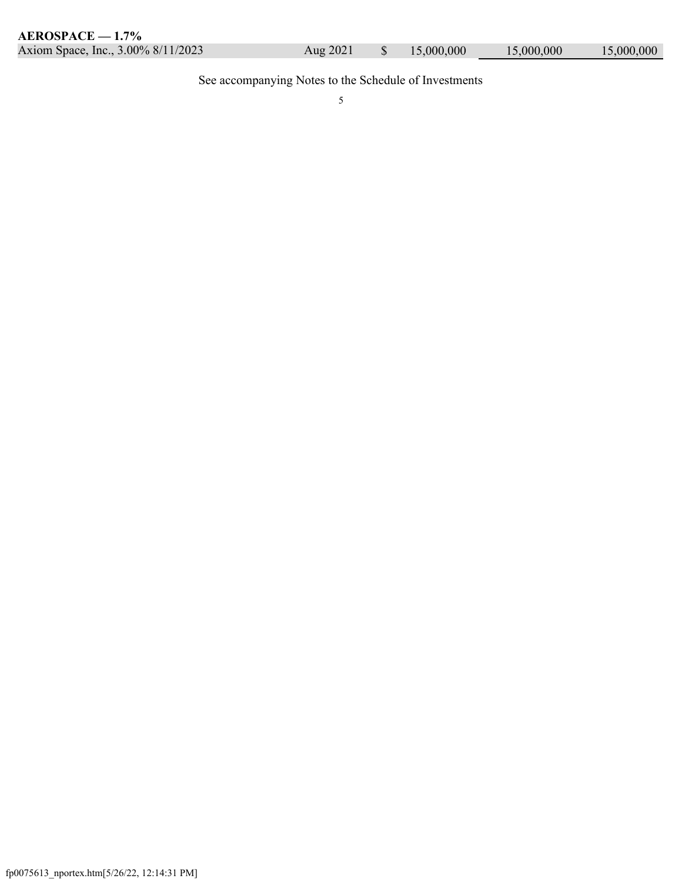| | | | | |
|---|---|---|---|---|
| **AEROSPACE — 1.7%** | | | | |
| Axiom Space, Inc., 3.00% 8/11/2023 | Aug 2021 | $ 15,000,000 | 15,000,000 | 15,000,000 |

See accompanying Notes to the Schedule of Investments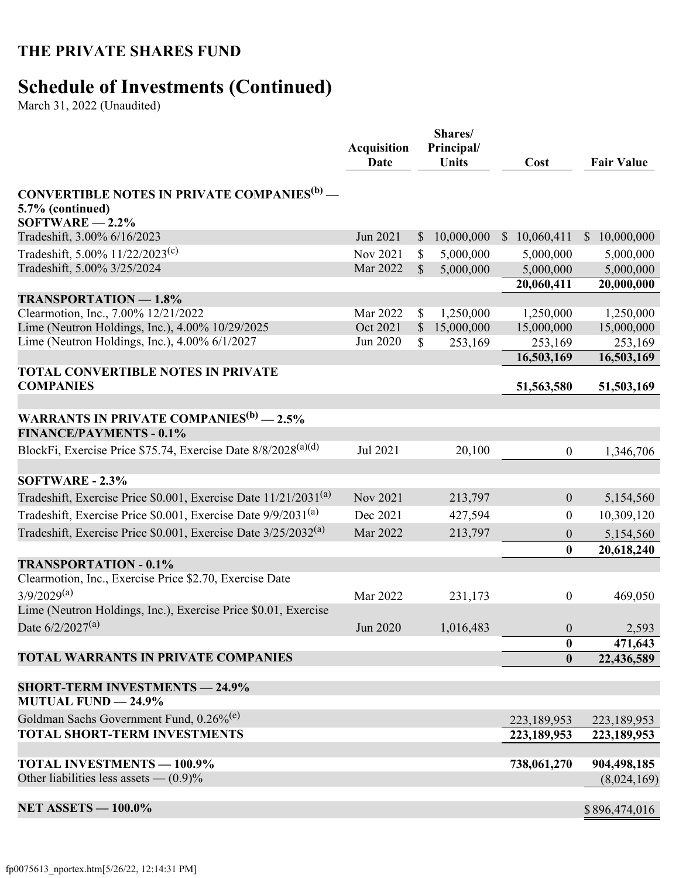# THE PRIVATE SHARES FUND

## Schedule of Investments (Continued)

March 31, 2022 (Unaudited)

| | Acquisition Date | Shares/ Principal/ Units | Cost | Fair Value |
|---|---|---|---|---|
| **CONVERTIBLE NOTES IN PRIVATE COMPANIES[(b)] — 5.7% (continued)** | | | | |
| **SOFTWARE — 2.2%** | | | | |
| Tradeshift, 3.00% 6/16/2023 | Jun 2021 | $ 10,000,000 | $ 10,060,411 | $ 10,000,000 |
| Tradeshift, 5.00% 11/22/2023[(c)] | Nov 2021 | $ 5,000,000 | 5,000,000 | 5,000,000 |
| Tradeshift, 5.00% 3/25/2024 | Mar 2022 | $ 5,000,000 | 5,000,000 | 5,000,000 |
| | | | **20,060,411** | **20,000,000** |
| **TRANSPORTATION — 1.8%** | | | | |
| Clearmotion, Inc., 7.00% 12/21/2022 | Mar 2022 | $ 1,250,000 | 1,250,000 | 1,250,000 |
| Lime (Neutron Holdings, Inc.), 4.00% 10/29/2025 | Oct 2021 | $ 15,000,000 | 15,000,000 | 15,000,000 |
| Lime (Neutron Holdings, Inc.), 4.00% 6/1/2027 | Jun 2020 | $ 253,169 | 253,169 | 253,169 |
| | | | **16,503,169** | **16,503,169** |
| **TOTAL CONVERTIBLE NOTES IN PRIVATE COMPANIES** | | | **51,563,580** | **51,503,169** |
| **WARRANTS IN PRIVATE COMPANIES[(b)] — 2.5%** | | | | |
| **FINANCE/PAYMENTS - 0.1%** | | | | |
| BlockFi, Exercise Price $75.74, Exercise Date 8/8/2028[(a)(d)] | Jul 2021 | 20,100 | 0 | 1,346,706 |
| **SOFTWARE - 2.3%** | | | | |
| Tradeshift, Exercise Price $0.001, Exercise Date 11/21/2031[(a)] | Nov 2021 | 213,797 | 0 | 5,154,560 |
| Tradeshift, Exercise Price $0.001, Exercise Date 9/9/2031[(a)] | Dec 2021 | 427,594 | 0 | 10,309,120 |
| Tradeshift, Exercise Price $0.001, Exercise Date 3/25/2032[(a)] | Mar 2022 | 213,797 | 0 | 5,154,560 |
| | | | **0** | **20,618,240** |
| **TRANSPORTATION - 0.1%** | | | | |
| Clearmotion, Inc., Exercise Price $2.70, Exercise Date 3/9/2029[(a)] | Mar 2022 | 231,173 | 0 | 469,050 |
| Lime (Neutron Holdings, Inc.), Exercise Price $0.01, Exercise Date 6/2/2027[(a)] | Jun 2020 | 1,016,483 | 0 | 2,593 |
| | | | **0** | **471,643** |
| **TOTAL WARRANTS IN PRIVATE COMPANIES** | | | **0** | **22,436,589** |
| **SHORT-TERM INVESTMENTS — 24.9%** | | | | |
| **MUTUAL FUND — 24.9%** | | | | |
| Goldman Sachs Government Fund, 0.26%[(e)] | | | 223,189,953 | 223,189,953 |
| **TOTAL SHORT-TERM INVESTMENTS** | | | **223,189,953** | **223,189,953** |
| **TOTAL INVESTMENTS — 100.9%** | | | **738,061,270** | **904,498,185** |
| Other liabilities less assets — (0.9)% | | | | (8,024,169) |
| **NET ASSETS — 100.0%** | | | | $ 896,474,016 |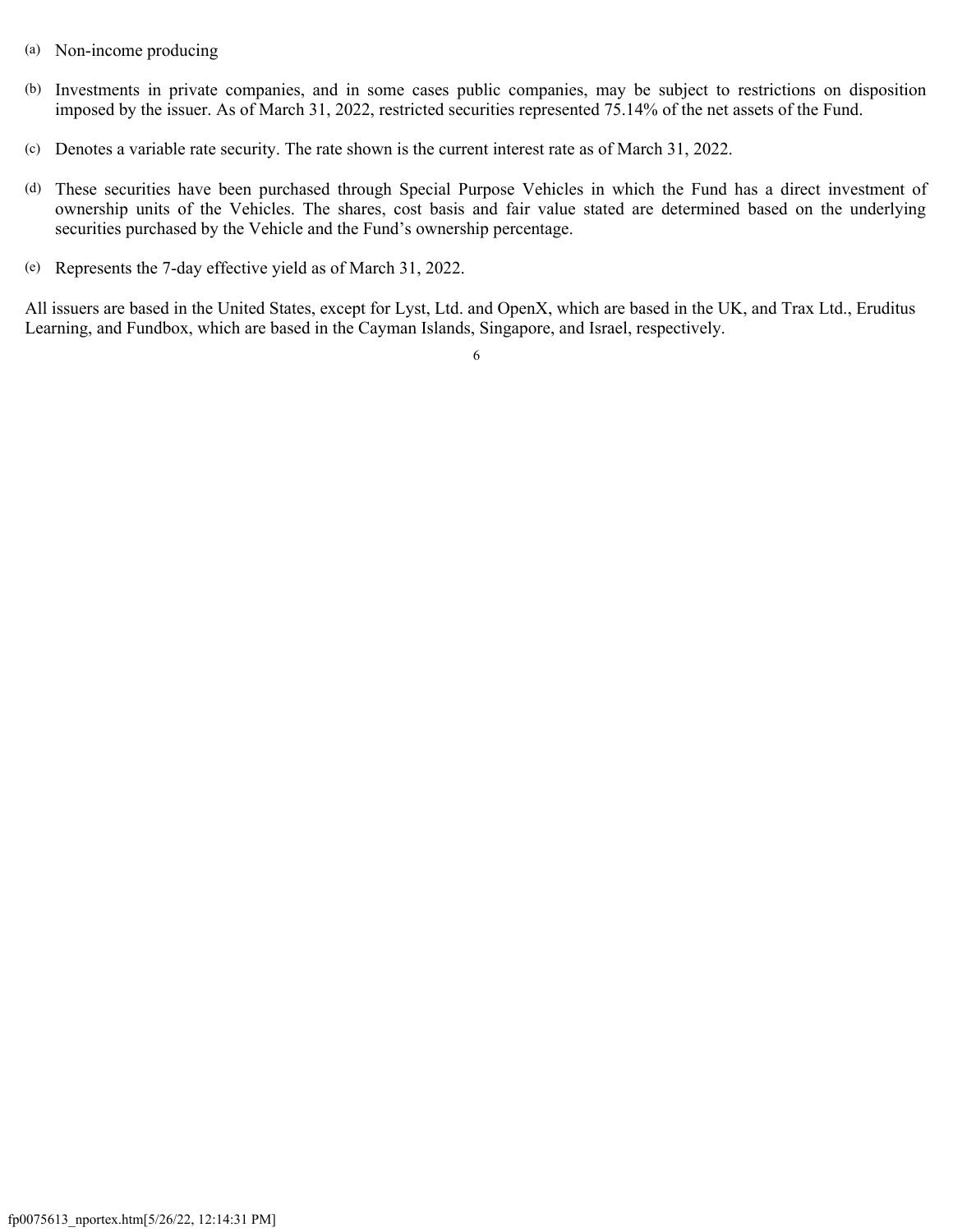(a) Non-income producing

(b) Investments in private companies, and in some cases public companies, may be subject to restrictions on disposition imposed by the issuer. As of March 31, 2022, restricted securities represented 75.14% of the net assets of the Fund.

(c) Denotes a variable rate security. The rate shown is the current interest rate as of March 31, 2022.

(d) These securities have been purchased through Special Purpose Vehicles in which the Fund has a direct investment of ownership units of the Vehicles. The shares, cost basis and fair value stated are determined based on the underlying securities purchased by the Vehicle and the Fund's ownership percentage.

(e) Represents the 7-day effective yield as of March 31, 2022.

All issuers are based in the United States, except for Lyst, Ltd. and OpenX, which are based in the UK, and Trax Ltd., Eruditus Learning, and Fundbox, which are based in the Cayman Islands, Singapore, and Israel, respectively.